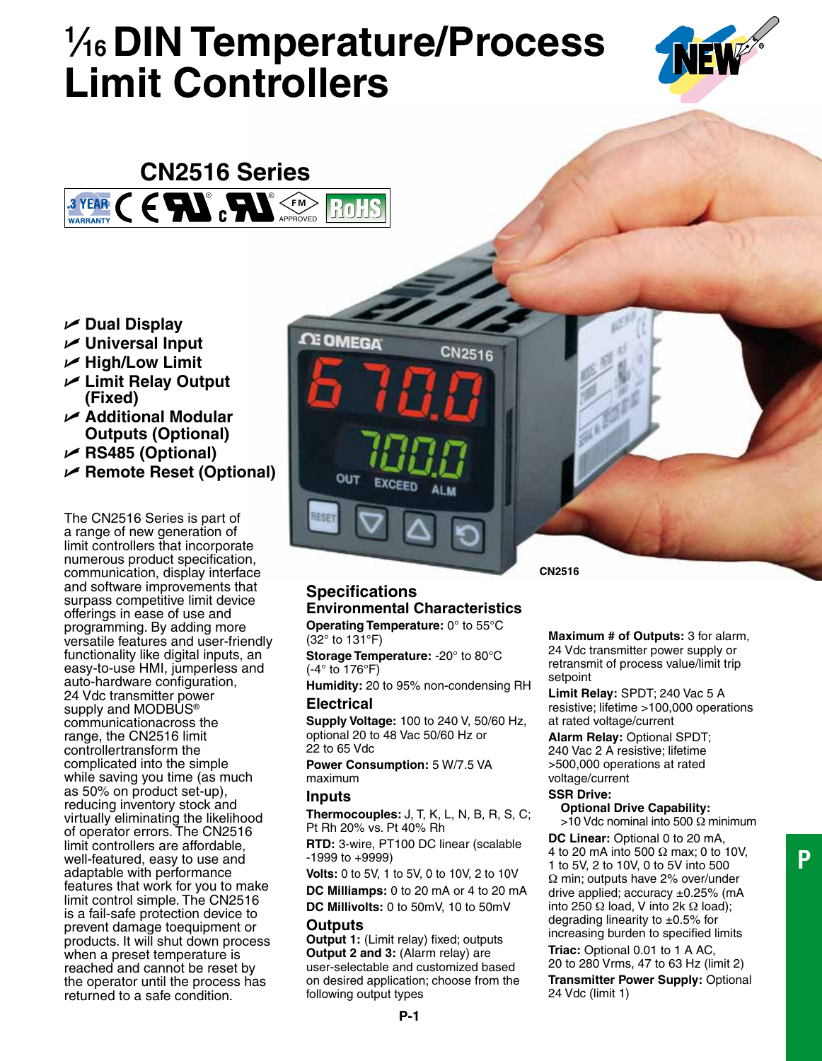# ⅟16 DIN Temperature/Process Limit Controllers

## CN2516 Series

- Dual Display
- Universal Input
- High/Low Limit
- Limit Relay Output (Fixed)
- Additional Modular Outputs (Optional)
- RS485 (Optional)
- Remote Reset (Optional)

The CN2516 Series is part of a range of new generation of limit controllers that incorporate numerous product specification, communication, display interface and software improvements that surpass competitive limit device offerings in ease of use and programming. By adding more versatile features and user-friendly functionality like digital inputs, an easy-to-use HMI, jumperless and auto-hardware configuration, 24 Vdc transmitter power supply and MODBUS® communicationacross the range, the CN2516 limit controllertransform the complicated into the simple while saving you time (as much as 50% on product set-up), reducing inventory stock and virtually eliminating the likelihood of operator errors. The CN2516 limit controllers are affordable, well-featured, easy to use and adaptable with performance features that work for you to make limit control simple. The CN2516 is a fail-safe protection device to prevent damage toequipment or products. It will shut down process when a preset temperature is reached and cannot be reset by the operator until the process has returned to a safe condition.

CN2516

## Specifications

### Environmental Characteristics

**Operating Temperature:** 0° to 55°C (32° to 131°F)

**Storage Temperature:** -20° to 80°C (-4° to 176°F)

**Humidity:** 20 to 95% non-condensing RH

### Electrical

**Supply Voltage:** 100 to 240 V, 50/60 Hz, optional 20 to 48 Vac 50/60 Hz or 22 to 65 Vdc

**Power Consumption:** 5 W/7.5 VA maximum

### Inputs

**Thermocouples:** J, T, K, L, N, B, R, S, C; Pt Rh 20% vs. Pt 40% Rh

**RTD:** 3-wire, PT100 DC linear (scalable -1999 to +9999)

**Volts:** 0 to 5V, 1 to 5V, 0 to 10V, 2 to 10V

**DC Milliamps:** 0 to 20 mA or 4 to 20 mA

**DC Millivolts:** 0 to 50mV, 10 to 50mV

### Outputs

**Output 1:** (Limit relay) fixed; outputs
**Output 2 and 3:** (Alarm relay) are user-selectable and customized based on desired application; choose from the following output types

**Maximum # of Outputs:** 3 for alarm, 24 Vdc transmitter power supply or retransmit of process value/limit trip setpoint

**Limit Relay:** SPDT; 240 Vac 5 A resistive; lifetime >100,000 operations at rated voltage/current

**Alarm Relay:** Optional SPDT; 240 Vac 2 A resistive; lifetime >500,000 operations at rated voltage/current

**SSR Drive:**
**Optional Drive Capability:** >10 Vdc nominal into 500 Ω minimum

**DC Linear:** Optional 0 to 20 mA, 4 to 20 mA into 500 Ω max; 0 to 10V, 1 to 5V, 2 to 10V, 0 to 5V into 500 Ω min; outputs have 2% over/under drive applied; accuracy ±0.25% (mA into 250 Ω load, V into 2k Ω load); degrading linearity to ±0.5% for increasing burden to specified limits

**Triac:** Optional 0.01 to 1 A AC, 20 to 280 Vrms, 47 to 63 Hz (limit 2)

**Transmitter Power Supply:** Optional 24 Vdc (limit 1)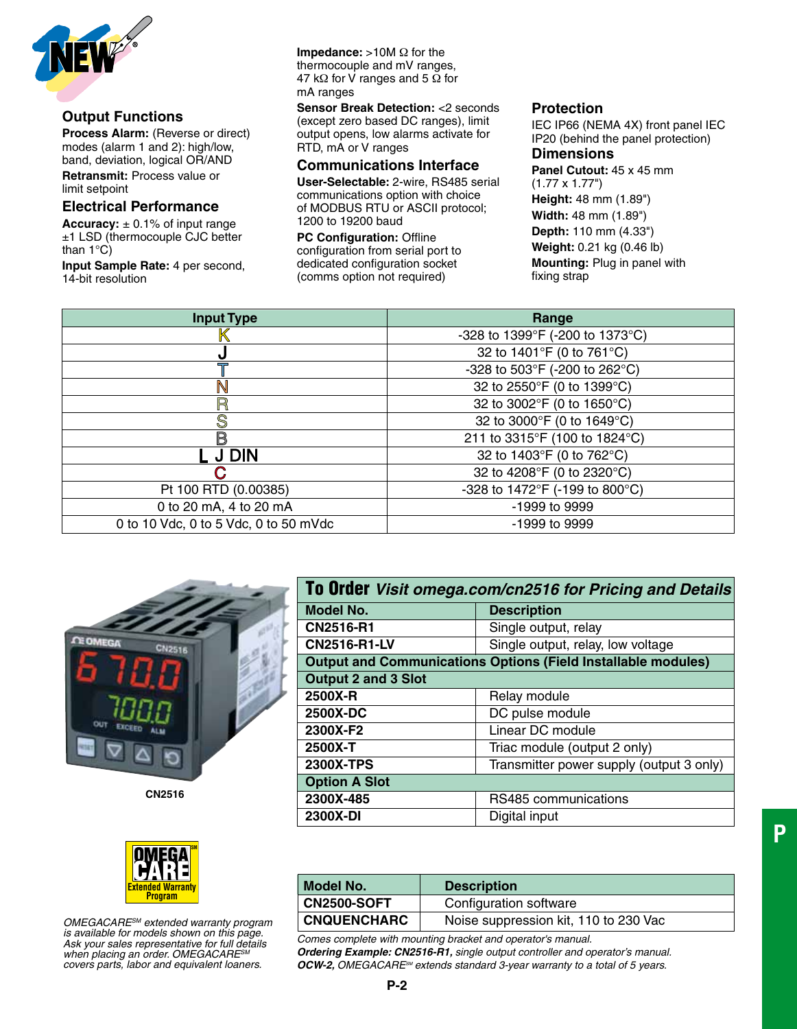## Output Functions

**Process Alarm:** (Reverse or direct) modes (alarm 1 and 2): high/low, band, deviation, logical OR/AND

**Retransmit:** Process value or limit setpoint

## Electrical Performance

**Accuracy:** ± 0.1% of input range ±1 LSD (thermocouple CJC better than 1°C)

**Input Sample Rate:** 4 per second, 14-bit resolution

**Impedance:** >10M Ω for the thermocouple and mV ranges, 47 kΩ for V ranges and 5 Ω for mA ranges

**Sensor Break Detection:** <2 seconds (except zero based DC ranges), limit output opens, low alarms activate for RTD, mA or V ranges

## Communications Interface

**User-Selectable:** 2-wire, RS485 serial communications option with choice of MODBUS RTU or ASCII protocol; 1200 to 19200 baud

**PC Configuration:** Offline configuration from serial port to dedicated configuration socket (comms option not required)

## Protection

IEC IP66 (NEMA 4X) front panel IEC IP20 (behind the panel protection)

## Dimensions

**Panel Cutout:** 45 x 45 mm (1.77 x 1.77")

**Height:** 48 mm (1.89")

**Width:** 48 mm (1.89")

**Depth:** 110 mm (4.33")

**Weight:** 0.21 kg (0.46 lb)

**Mounting:** Plug in panel with fixing strap

| Input Type | Range |
|---|---|
| K | -328 to 1399°F (-200 to 1373°C) |
| J | 32 to 1401°F (0 to 761°C) |
| T | -328 to 503°F (-200 to 262°C) |
| N | 32 to 2550°F (0 to 1399°C) |
| R | 32 to 3002°F (0 to 1650°C) |
| S | 32 to 3000°F (0 to 1649°C) |
| B | 211 to 3315°F (100 to 1824°C) |
| L J DIN | 32 to 1403°F (0 to 762°C) |
| C | 32 to 4208°F (0 to 2320°C) |
| Pt 100 RTD (0.00385) | -328 to 1472°F (-199 to 800°C) |
| 0 to 20 mA, 4 to 20 mA | -1999 to 9999 |
| 0 to 10 Vdc, 0 to 5 Vdc, 0 to 50 mVdc | -1999 to 9999 |

CN2516

**To Order** *Visit omega.com/cn2516 for Pricing and Details*

| Model No. | Description |
|---|---|
| CN2516-R1 | Single output, relay |
| CN2516-R1-LV | Single output, relay, low voltage |
| **Output and Communications Options (Field Installable modules)** | |
| **Output 2 and 3 Slot** | |
| 2500X-R | Relay module |
| 2500X-DC | DC pulse module |
| 2300X-F2 | Linear DC module |
| 2500X-T | Triac module (output 2 only) |
| 2300X-TPS | Transmitter power supply (output 3 only) |
| **Option A Slot** | |
| 2300X-485 | RS485 communications |
| 2300X-DI | Digital input |

| Model No. | Description |
|---|---|
| CN2500-SOFT | Configuration software |
| CNQUENCHARC | Noise suppression kit, 110 to 230 Vac |

*Comes complete with mounting bracket and operator's manual.*

***Ordering Example: CN2516-R1,** single output controller and operator's manual.*

***OCW-2,** OMEGACARE*SM *extends standard 3-year warranty to a total of 5 years.*

OMEGA CARE SM Extended Warranty Program

*OMEGACARE*SM *extended warranty program is available for models shown on this page. Ask your sales representative for full details when placing an order. OMEGACARE*SM *covers parts, labor and equivalent loaners.*